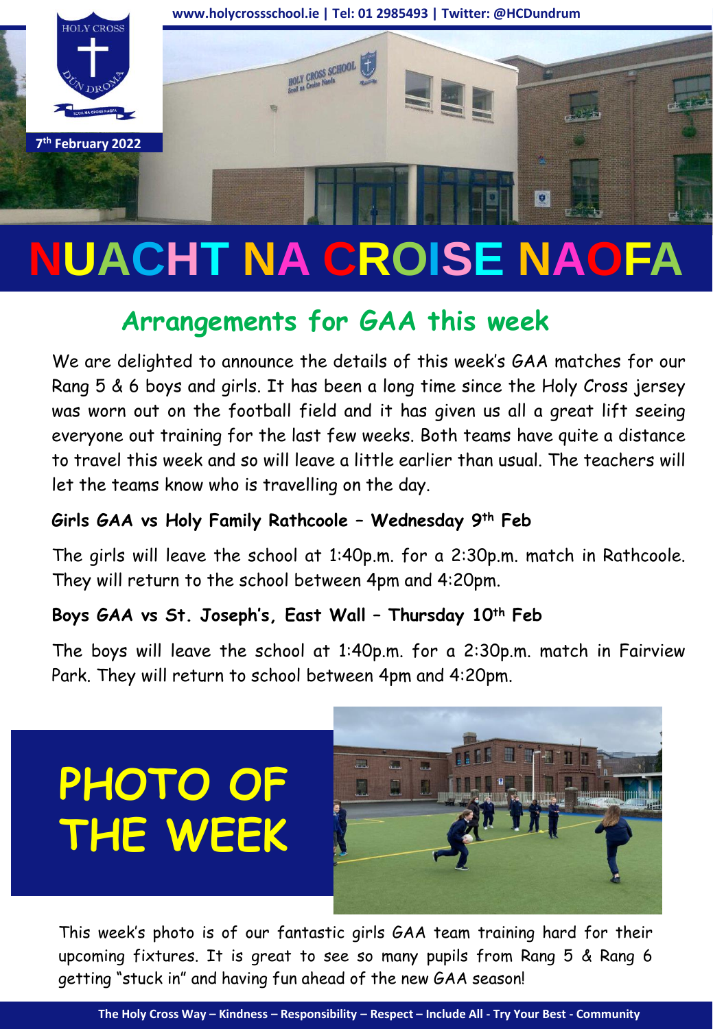www.holycrossschool.ie | Tel: 01 2985493 | Twitter: @HCDundrum

7th February 2022

# NUACHT NA CROISE NAOFA

## Arrangements for GAA this week

We are delighted to announce the details of this week's GAA matches for our Rang 5 & 6 boys and girls. It has been a long time since the Holy Cross jersey was worn out on the football field and it has given us all a great lift seeing everyone out training for the last few weeks. Both teams have quite a distance to travel this week and so will leave a little earlier than usual. The teachers will let the teams know who is travelling on the day.

**Girls GAA vs Holy Family Rathcoole – Wednesday 9th Feb**

The girls will leave the school at 1:40p.m. for a 2:30p.m. match in Rathcoole. They will return to the school between 4pm and 4:20pm.

**Boys GAA vs St. Joseph's, East Wall – Thursday 10th Feb**

The boys will leave the school at 1:40p.m. for a 2:30p.m. match in Fairview Park. They will return to school between 4pm and 4:20pm.

## PHOTO OF THE WEEK

This week's photo is of our fantastic girls GAA team training hard for their upcoming fixtures. It is great to see so many pupils from Rang 5 & Rang 6 getting "stuck in" and having fun ahead of the new GAA season!

The Holy Cross Way – Kindness – Responsibility – Respect – Include All - Try Your Best - Community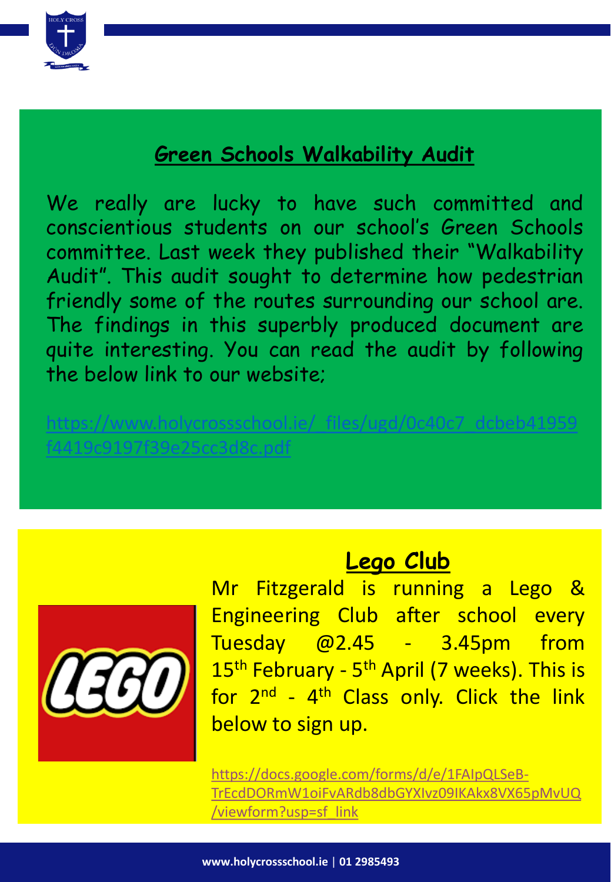## Green Schools Walkability Audit

We really are lucky to have such committed and conscientious students on our school's Green Schools committee. Last week they published their "Walkability Audit". This audit sought to determine how pedestrian friendly some of the routes surrounding our school are. The findings in this superbly produced document are quite interesting. You can read the audit by following the below link to our website;

https://www.holycrossschool.ie/_files/ugd/0c40c7_dcbeb41959f4419c9197f39e25cc3d8c.pdf

## Lego Club

Mr Fitzgerald is running a Lego & Engineering Club after school every Tuesday @2.45 - 3.45pm from 15th February - 5th April (7 weeks). This is for 2nd - 4th Class only. Click the link below to sign up.

https://docs.google.com/forms/d/e/1FAIpQLSeB-TrEcdDORmW1oiFvARdb8dbGYXIvz09IKAkx8VX65pMvUQ/viewform?usp=sf_link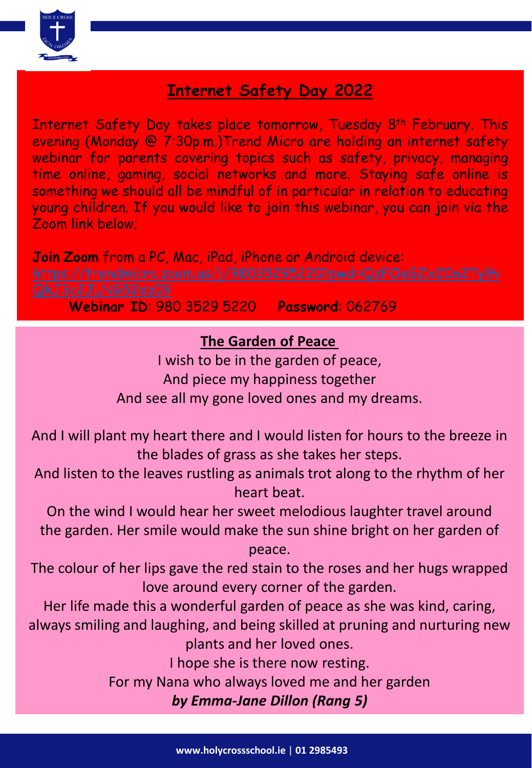## Internet Safety Day 2022

Internet Safety Day takes place tomorrow, Tuesday 8th February. This evening (Monday @ 7:30p.m.)Trend Micro are holding an internet safety webinar for parents covering topics such as safety, privacy, managing time online, gaming, social networks and more. Staying safe online is something we should all be mindful of in particular in relation to educating young children. If you would like to join this webinar, you can join via the Zoom link below;

**Join Zoom** from a PC, Mac, iPad, iPhone or Android device:
https://trendmicro.zoom.us/j/98035295220?pwd=QzFOeGZxZ0o2Ty9vQkJ3c2JLNG52dz09

**Webinar ID**: 980 3529 5220 **Password**: 062769

## The Garden of Peace

I wish to be in the garden of peace,
And piece my happiness together
And see all my gone loved ones and my dreams.

And I will plant my heart there and I would listen for hours to the breeze in the blades of grass as she takes her steps.
And listen to the leaves rustling as animals trot along to the rhythm of her heart beat.
On the wind I would hear her sweet melodious laughter travel around the garden. Her smile would make the sun shine bright on her garden of peace.
The colour of her lips gave the red stain to the roses and her hugs wrapped love around every corner of the garden.
Her life made this a wonderful garden of peace as she was kind, caring, always smiling and laughing, and being skilled at pruning and nurturing new plants and her loved ones.
I hope she is there now resting.
For my Nana who always loved me and her garden

***by Emma-Jane Dillon (Rang 5)***